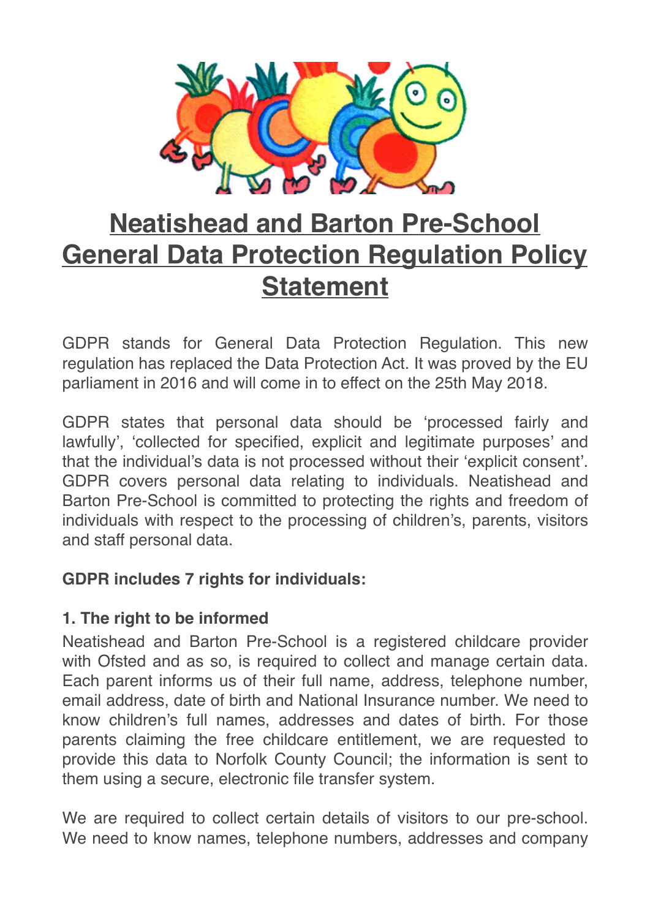# Neatishead and Barton Pre-School General Data Protection Regulation Policy Statement

GDPR stands for General Data Protection Regulation. This new regulation has replaced the Data Protection Act. It was proved by the EU parliament in 2016 and will come in to effect on the 25th May 2018.

GDPR states that personal data should be 'processed fairly and lawfully', 'collected for specified, explicit and legitimate purposes' and that the individual's data is not processed without their 'explicit consent'. GDPR covers personal data relating to individuals. Neatishead and Barton Pre-School is committed to protecting the rights and freedom of individuals with respect to the processing of children's, parents, visitors and staff personal data.

**GDPR includes 7 rights for individuals:**

**1. The right to be informed**

Neatishead and Barton Pre-School is a registered childcare provider with Ofsted and as so, is required to collect and manage certain data. Each parent informs us of their full name, address, telephone number, email address, date of birth and National Insurance number. We need to know children's full names, addresses and dates of birth. For those parents claiming the free childcare entitlement, we are requested to provide this data to Norfolk County Council; the information is sent to them using a secure, electronic file transfer system.

We are required to collect certain details of visitors to our pre-school. We need to know names, telephone numbers, addresses and company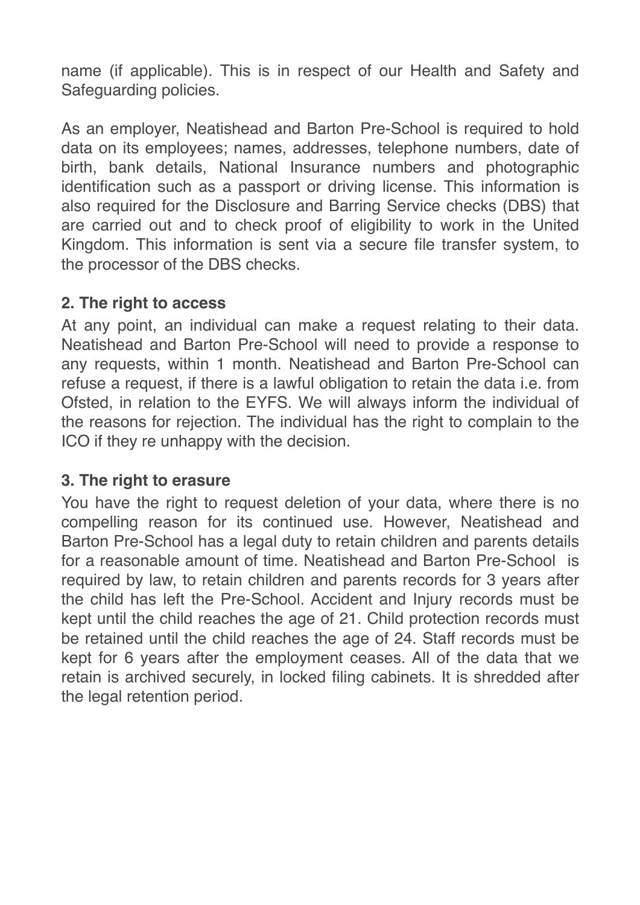name (if applicable). This is in respect of our Health and Safety and Safeguarding policies.

As an employer, Neatishead and Barton Pre-School is required to hold data on its employees; names, addresses, telephone numbers, date of birth, bank details, National Insurance numbers and photographic identification such as a passport or driving license. This information is also required for the Disclosure and Barring Service checks (DBS) that are carried out and to check proof of eligibility to work in the United Kingdom. This information is sent via a secure file transfer system, to the processor of the DBS checks.

**2. The right to access**

At any point, an individual can make a request relating to their data. Neatishead and Barton Pre-School will need to provide a response to any requests, within 1 month. Neatishead and Barton Pre-School can refuse a request, if there is a lawful obligation to retain the data i.e. from Ofsted, in relation to the EYFS. We will always inform the individual of the reasons for rejection. The individual has the right to complain to the ICO if they re unhappy with the decision.

**3. The right to erasure**

You have the right to request deletion of your data, where there is no compelling reason for its continued use. However, Neatishead and Barton Pre-School has a legal duty to retain children and parents details for a reasonable amount of time. Neatishead and Barton Pre-School is required by law, to retain children and parents records for 3 years after the child has left the Pre-School. Accident and Injury records must be kept until the child reaches the age of 21. Child protection records must be retained until the child reaches the age of 24. Staff records must be kept for 6 years after the employment ceases. All of the data that we retain is archived securely, in locked filing cabinets. It is shredded after the legal retention period.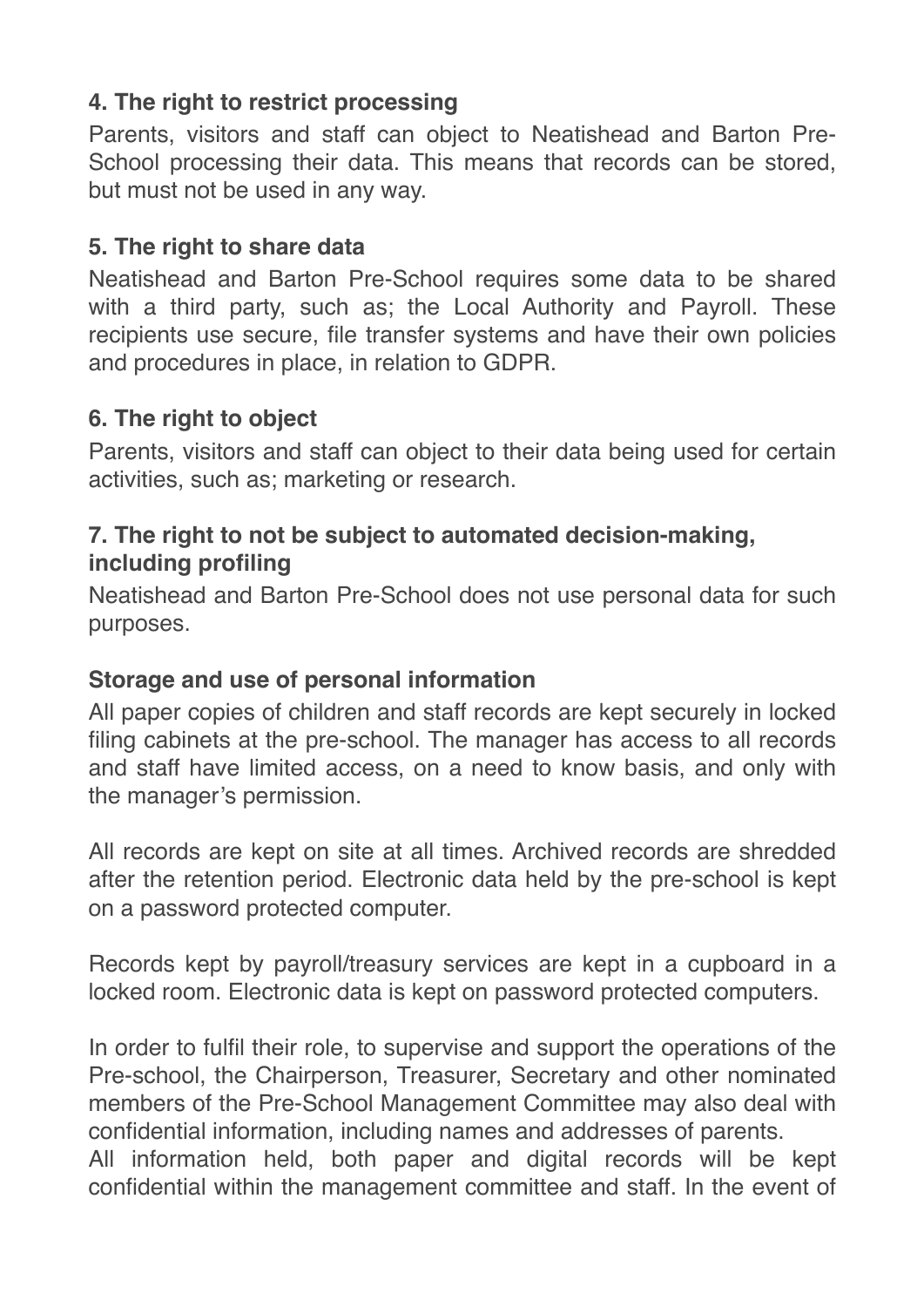**4. The right to restrict processing**

Parents, visitors and staff can object to Neatishead and Barton Pre-School processing their data. This means that records can be stored, but must not be used in any way.

**5. The right to share data**

Neatishead and Barton Pre-School requires some data to be shared with a third party, such as; the Local Authority and Payroll. These recipients use secure, file transfer systems and have their own policies and procedures in place, in relation to GDPR.

**6. The right to object**

Parents, visitors and staff can object to their data being used for certain activities, such as; marketing or research.

**7. The right to not be subject to automated decision-making, including profiling**

Neatishead and Barton Pre-School does not use personal data for such purposes.

**Storage and use of personal information**

All paper copies of children and staff records are kept securely in locked filing cabinets at the pre-school. The manager has access to all records and staff have limited access, on a need to know basis, and only with the manager's permission.

All records are kept on site at all times. Archived records are shredded after the retention period. Electronic data held by the pre-school is kept on a password protected computer.

Records kept by payroll/treasury services are kept in a cupboard in a locked room. Electronic data is kept on password protected computers.

In order to fulfil their role, to supervise and support the operations of the Pre-school, the Chairperson, Treasurer, Secretary and other nominated members of the Pre-School Management Committee may also deal with confidential information, including names and addresses of parents.
All information held, both paper and digital records will be kept confidential within the management committee and staff. In the event of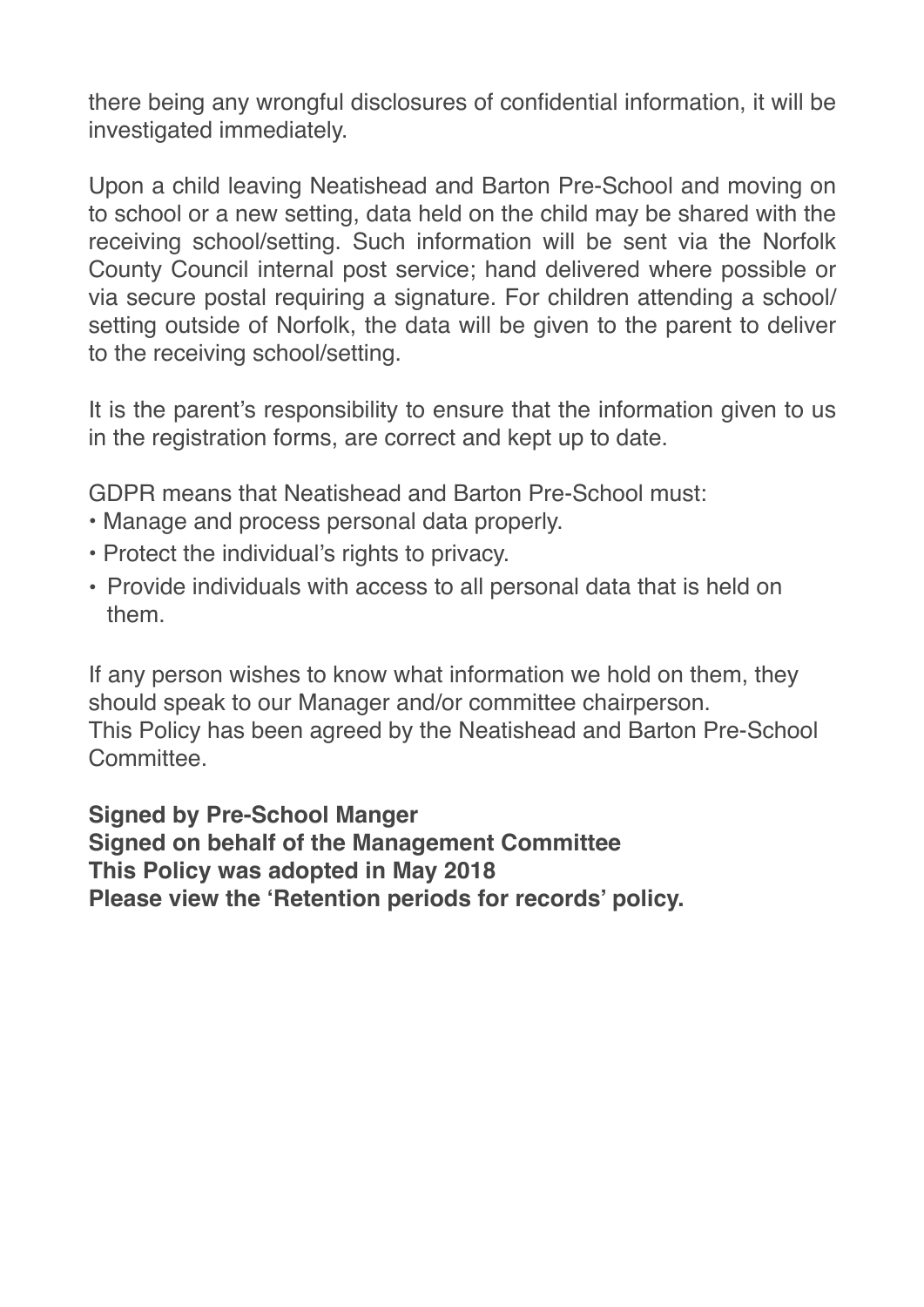there being any wrongful disclosures of confidential information, it will be investigated immediately.

Upon a child leaving Neatishead and Barton Pre-School and moving on to school or a new setting, data held on the child may be shared with the receiving school/setting. Such information will be sent via the Norfolk County Council internal post service; hand delivered where possible or via secure postal requiring a signature. For children attending a school/ setting outside of Norfolk, the data will be given to the parent to deliver to the receiving school/setting.

It is the parent's responsibility to ensure that the information given to us in the registration forms, are correct and kept up to date.

GDPR means that Neatishead and Barton Pre-School must:

- Manage and process personal data properly.
- Protect the individual's rights to privacy.
- Provide individuals with access to all personal data that is held on them.

If any person wishes to know what information we hold on them, they should speak to our Manager and/or committee chairperson.
This Policy has been agreed by the Neatishead and Barton Pre-School Committee.

**Signed by Pre-School Manger**
**Signed on behalf of the Management Committee**
**This Policy was adopted in May 2018**
**Please view the 'Retention periods for records' policy.**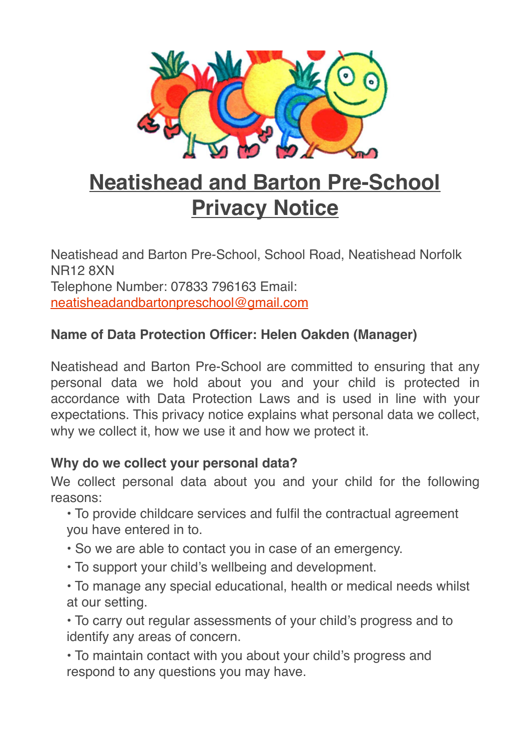# Neatishead and Barton Pre-School Privacy Notice

Neatishead and Barton Pre-School, School Road, Neatishead Norfolk NR12 8XN
Telephone Number: 07833 796163 Email: neatisheadandbartonpreschool@gmail.com

**Name of Data Protection Officer: Helen Oakden (Manager)**

Neatishead and Barton Pre-School are committed to ensuring that any personal data we hold about you and your child is protected in accordance with Data Protection Laws and is used in line with your expectations. This privacy notice explains what personal data we collect, why we collect it, how we use it and how we protect it.

**Why do we collect your personal data?**

We collect personal data about you and your child for the following reasons:

- To provide childcare services and fulfil the contractual agreement you have entered in to.
- So we are able to contact you in case of an emergency.
- To support your child's wellbeing and development.
- To manage any special educational, health or medical needs whilst at our setting.
- To carry out regular assessments of your child's progress and to identify any areas of concern.
- To maintain contact with you about your child's progress and respond to any questions you may have.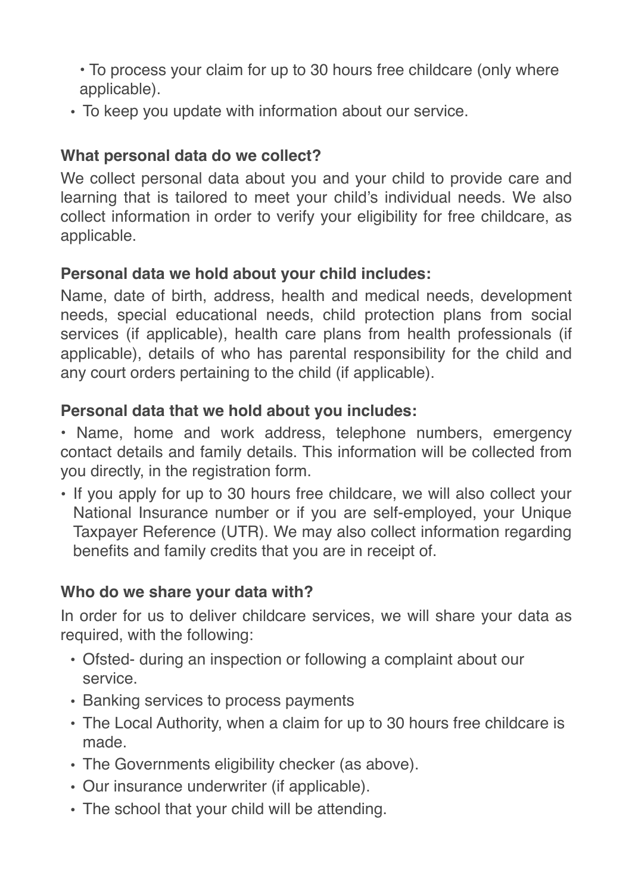- To process your claim for up to 30 hours free childcare (only where applicable).
- To keep you update with information about our service.

**What personal data do we collect?**

We collect personal data about you and your child to provide care and learning that is tailored to meet your child's individual needs. We also collect information in order to verify your eligibility for free childcare, as applicable.

**Personal data we hold about your child includes:**

Name, date of birth, address, health and medical needs, development needs, special educational needs, child protection plans from social services (if applicable), health care plans from health professionals (if applicable), details of who has parental responsibility for the child and any court orders pertaining to the child (if applicable).

**Personal data that we hold about you includes:**

- Name, home and work address, telephone numbers, emergency contact details and family details. This information will be collected from you directly, in the registration form.
- If you apply for up to 30 hours free childcare, we will also collect your National Insurance number or if you are self-employed, your Unique Taxpayer Reference (UTR). We may also collect information regarding benefits and family credits that you are in receipt of.

**Who do we share your data with?**

In order for us to deliver childcare services, we will share your data as required, with the following:

- Ofsted- during an inspection or following a complaint about our service.
- Banking services to process payments
- The Local Authority, when a claim for up to 30 hours free childcare is made.
- The Governments eligibility checker (as above).
- Our insurance underwriter (if applicable).
- The school that your child will be attending.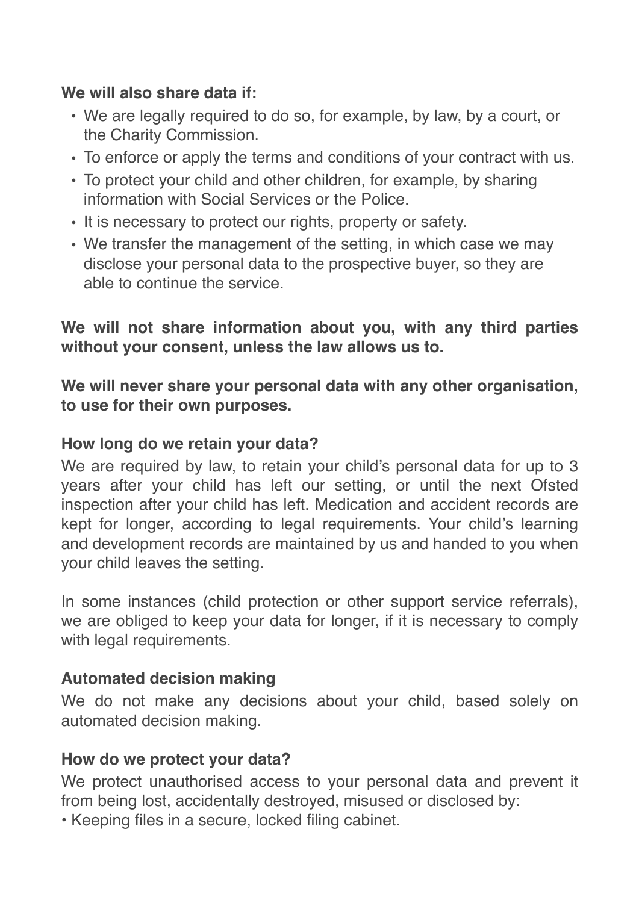**We will also share data if:**

- We are legally required to do so, for example, by law, by a court, or the Charity Commission.
- To enforce or apply the terms and conditions of your contract with us.
- To protect your child and other children, for example, by sharing information with Social Services or the Police.
- It is necessary to protect our rights, property or safety.
- We transfer the management of the setting, in which case we may disclose your personal data to the prospective buyer, so they are able to continue the service.

**We will not share information about you, with any third parties without your consent, unless the law allows us to.**

**We will never share your personal data with any other organisation, to use for their own purposes.**

**How long do we retain your data?**

We are required by law, to retain your child's personal data for up to 3 years after your child has left our setting, or until the next Ofsted inspection after your child has left. Medication and accident records are kept for longer, according to legal requirements. Your child's learning and development records are maintained by us and handed to you when your child leaves the setting.

In some instances (child protection or other support service referrals), we are obliged to keep your data for longer, if it is necessary to comply with legal requirements.

**Automated decision making**

We do not make any decisions about your child, based solely on automated decision making.

**How do we protect your data?**

We protect unauthorised access to your personal data and prevent it from being lost, accidentally destroyed, misused or disclosed by:

- Keeping files in a secure, locked filing cabinet.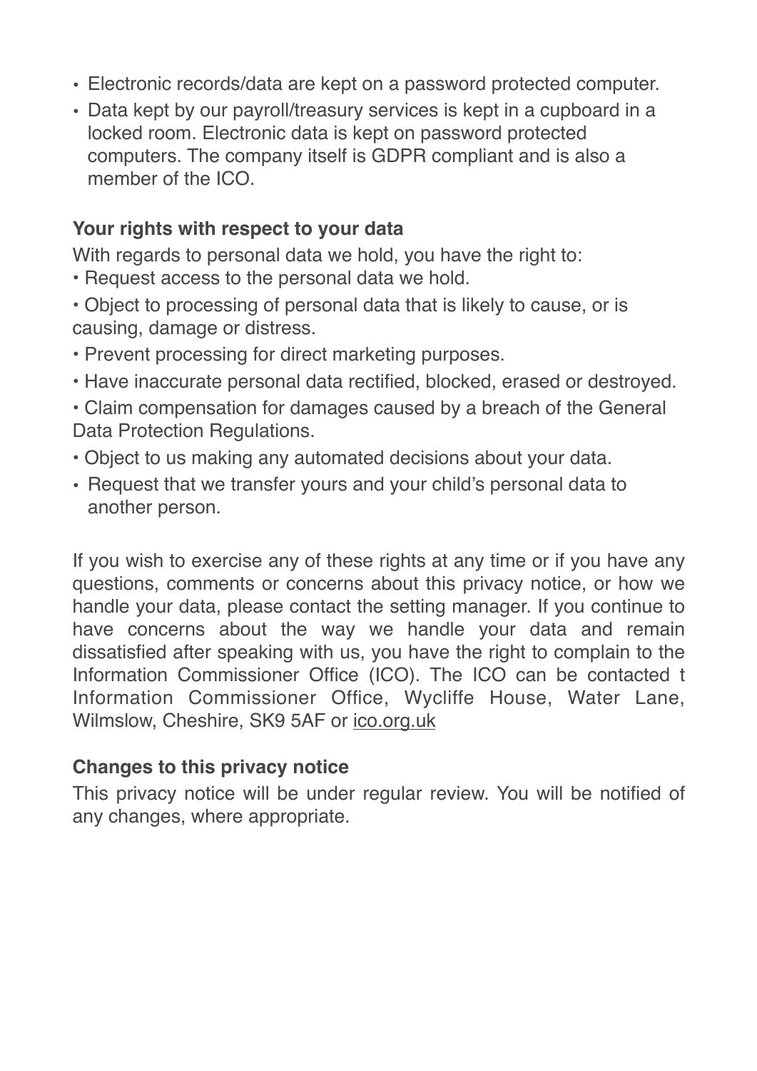- Electronic records/data are kept on a password protected computer.
- Data kept by our payroll/treasury services is kept in a cupboard in a locked room. Electronic data is kept on password protected computers. The company itself is GDPR compliant and is also a member of the ICO.

**Your rights with respect to your data**

With regards to personal data we hold, you have the right to:

- Request access to the personal data we hold.
- Object to processing of personal data that is likely to cause, or is causing, damage or distress.
- Prevent processing for direct marketing purposes.
- Have inaccurate personal data rectified, blocked, erased or destroyed.
- Claim compensation for damages caused by a breach of the General Data Protection Regulations.
- Object to us making any automated decisions about your data.
- Request that we transfer yours and your child's personal data to another person.

If you wish to exercise any of these rights at any time or if you have any questions, comments or concerns about this privacy notice, or how we handle your data, please contact the setting manager. If you continue to have concerns about the way we handle your data and remain dissatisfied after speaking with us, you have the right to complain to the Information Commissioner Office (ICO). The ICO can be contacted t Information Commissioner Office, Wycliffe House, Water Lane, Wilmslow, Cheshire, SK9 5AF or ico.org.uk

**Changes to this privacy notice**

This privacy notice will be under regular review. You will be notified of any changes, where appropriate.